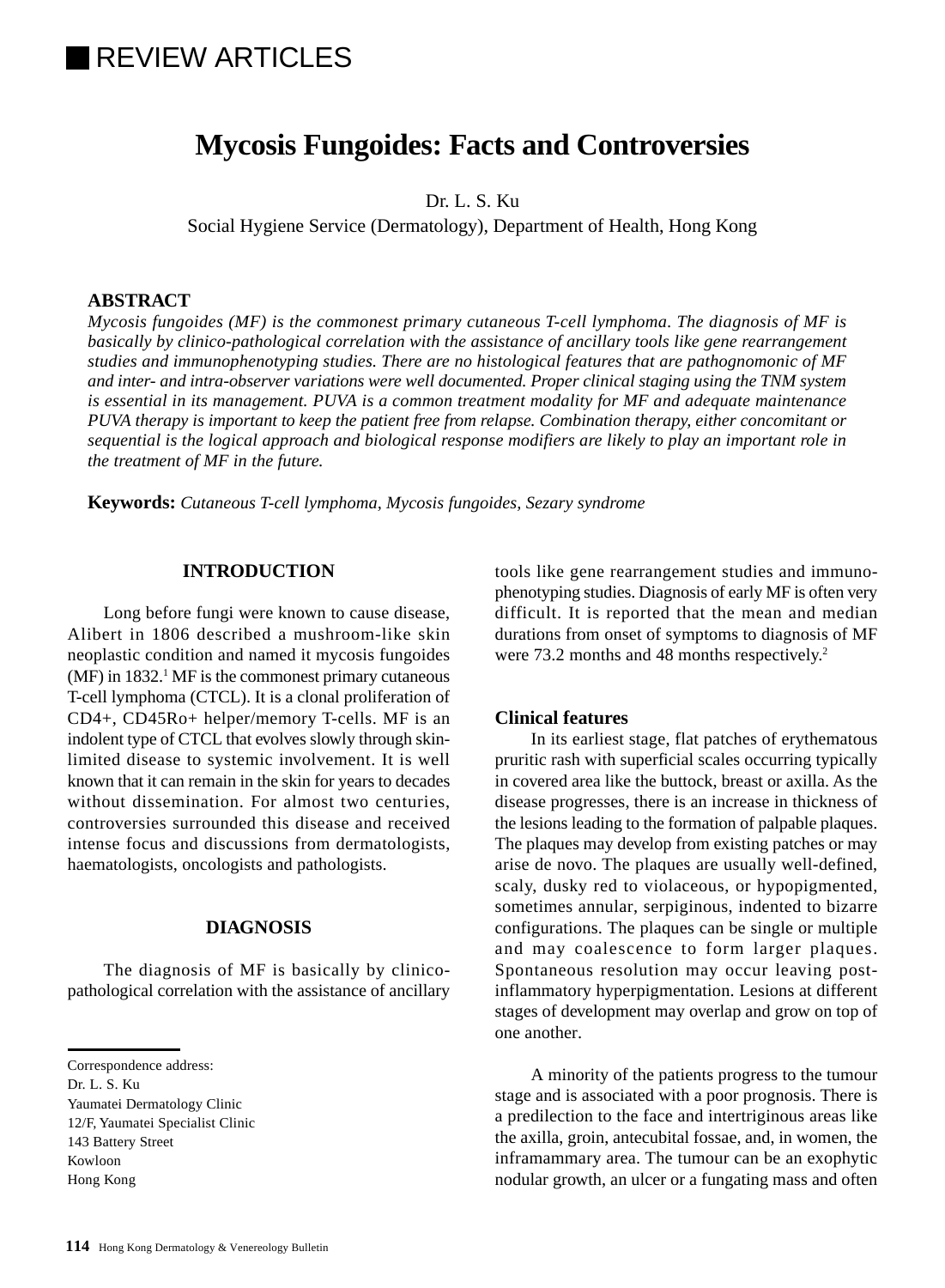REVIEW ARTICLES

# Mycosis Fungoides: Facts and Controversies

Dr. L. S. Ku
Social Hygiene Service (Dermatology), Department of Health, Hong Kong

**ABSTRACT**

*Mycosis fungoides (MF) is the commonest primary cutaneous T-cell lymphoma. The diagnosis of MF is basically by clinico-pathological correlation with the assistance of ancillary tools like gene rearrangement studies and immunophenotyping studies. There are no histological features that are pathognomonic of MF and inter- and intra-observer variations were well documented. Proper clinical staging using the TNM system is essential in its management. PUVA is a common treatment modality for MF and adequate maintenance PUVA therapy is important to keep the patient free from relapse. Combination therapy, either concomitant or sequential is the logical approach and biological response modifiers are likely to play an important role in the treatment of MF in the future.*

**Keywords:** *Cutaneous T-cell lymphoma, Mycosis fungoides, Sezary syndrome*

## INTRODUCTION

Long before fungi were known to cause disease, Alibert in 1806 described a mushroom-like skin neoplastic condition and named it mycosis fungoides (MF) in 1832.[1] MF is the commonest primary cutaneous T-cell lymphoma (CTCL). It is a clonal proliferation of CD4+, CD45Ro+ helper/memory T-cells. MF is an indolent type of CTCL that evolves slowly through skin-limited disease to systemic involvement. It is well known that it can remain in the skin for years to decades without dissemination. For almost two centuries, controversies surrounded this disease and received intense focus and discussions from dermatologists, haematologists, oncologists and pathologists.

## DIAGNOSIS

The diagnosis of MF is basically by clinico-pathological correlation with the assistance of ancillary tools like gene rearrangement studies and immunophenotyping studies. Diagnosis of early MF is often very difficult. It is reported that the mean and median durations from onset of symptoms to diagnosis of MF were 73.2 months and 48 months respectively.[2]

### Clinical features

In its earliest stage, flat patches of erythematous pruritic rash with superficial scales occurring typically in covered area like the buttock, breast or axilla. As the disease progresses, there is an increase in thickness of the lesions leading to the formation of palpable plaques. The plaques may develop from existing patches or may arise de novo. The plaques are usually well-defined, scaly, dusky red to violaceous, or hypopigmented, sometimes annular, serpiginous, indented to bizarre configurations. The plaques can be single or multiple and may coalescence to form larger plaques. Spontaneous resolution may occur leaving post-inflammatory hyperpigmentation. Lesions at different stages of development may overlap and grow on top of one another.

A minority of the patients progress to the tumour stage and is associated with a poor prognosis. There is a predilection to the face and intertriginous areas like the axilla, groin, antecubital fossae, and, in women, the inframammary area. The tumour can be an exophytic nodular growth, an ulcer or a fungating mass and often

Correspondence address:
Dr. L. S. Ku
Yaumatei Dermatology Clinic
12/F, Yaumatei Specialist Clinic
143 Battery Street
Kowloon
Hong Kong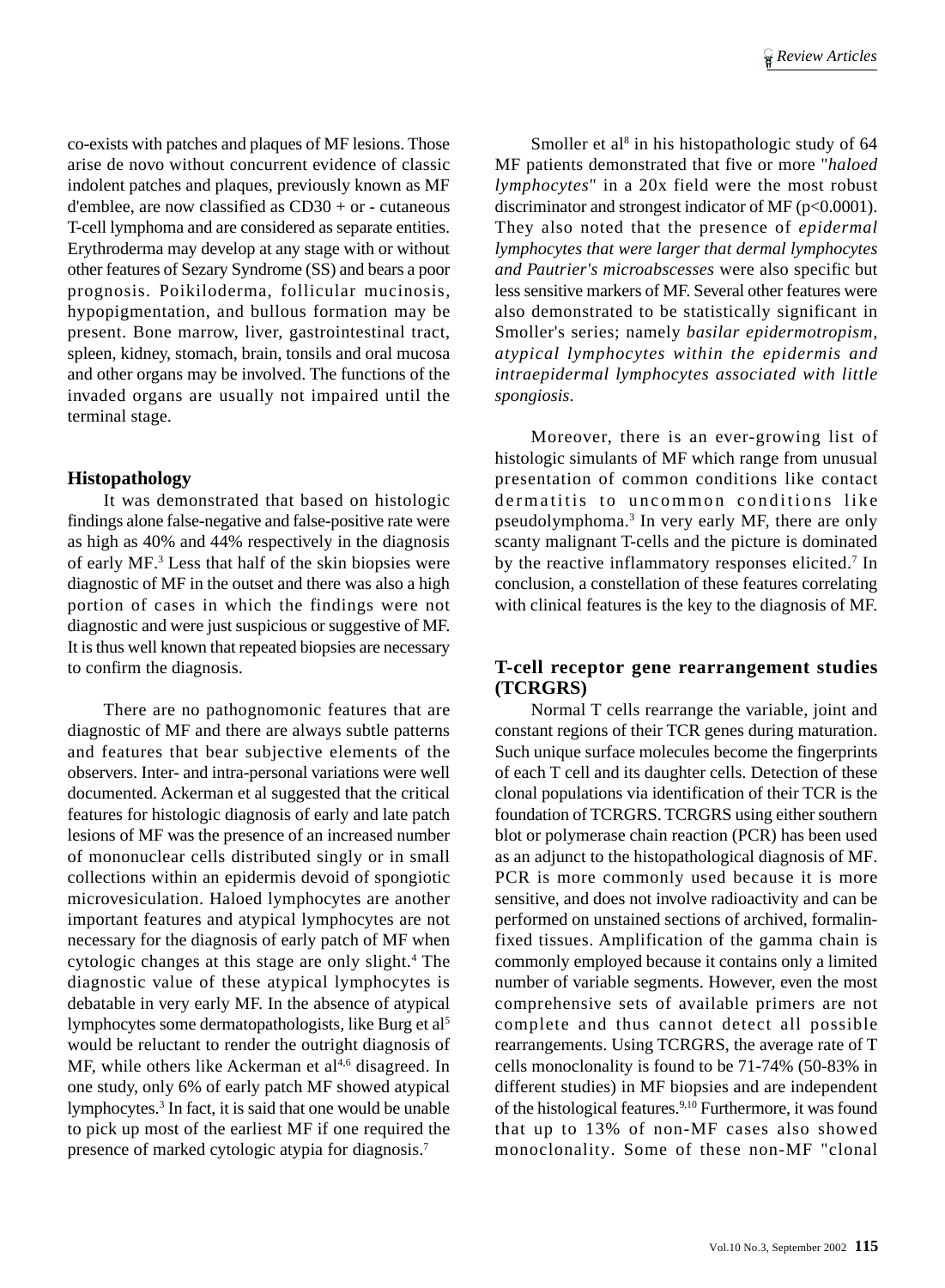co-exists with patches and plaques of MF lesions. Those arise de novo without concurrent evidence of classic indolent patches and plaques, previously known as MF d'emblee, are now classified as CD30 + or - cutaneous T-cell lymphoma and are considered as separate entities. Erythroderma may develop at any stage with or without other features of Sezary Syndrome (SS) and bears a poor prognosis. Poikiloderma, follicular mucinosis, hypopigmentation, and bullous formation may be present. Bone marrow, liver, gastrointestinal tract, spleen, kidney, stomach, brain, tonsils and oral mucosa and other organs may be involved. The functions of the invaded organs are usually not impaired until the terminal stage.

## Histopathology

It was demonstrated that based on histologic findings alone false-negative and false-positive rate were as high as 40% and 44% respectively in the diagnosis of early MF.[3] Less that half of the skin biopsies were diagnostic of MF in the outset and there was also a high portion of cases in which the findings were not diagnostic and were just suspicious or suggestive of MF. It is thus well known that repeated biopsies are necessary to confirm the diagnosis.

There are no pathognomonic features that are diagnostic of MF and there are always subtle patterns and features that bear subjective elements of the observers. Inter- and intra-personal variations were well documented. Ackerman et al suggested that the critical features for histologic diagnosis of early and late patch lesions of MF was the presence of an increased number of mononuclear cells distributed singly or in small collections within an epidermis devoid of spongiotic microvesiculation. Haloed lymphocytes are another important features and atypical lymphocytes are not necessary for the diagnosis of early patch of MF when cytologic changes at this stage are only slight.[4] The diagnostic value of these atypical lymphocytes is debatable in very early MF. In the absence of atypical lymphocytes some dermatopathologists, like Burg et al[5] would be reluctant to render the outright diagnosis of MF, while others like Ackerman et al[4,6] disagreed. In one study, only 6% of early patch MF showed atypical lymphocytes.[3] In fact, it is said that one would be unable to pick up most of the earliest MF if one required the presence of marked cytologic atypia for diagnosis.[7]

Smoller et al[8] in his histopathologic study of 64 MF patients demonstrated that five or more "*haloed lymphocytes*" in a 20x field were the most robust discriminator and strongest indicator of MF ($p<0.0001$). They also noted that the presence of *epidermal lymphocytes that were larger that dermal lymphocytes and Pautrier's microabscesses* were also specific but less sensitive markers of MF. Several other features were also demonstrated to be statistically significant in Smoller's series; namely *basilar epidermotropism, atypical lymphocytes within the epidermis and intraepidermal lymphocytes associated with little spongiosis*.

Moreover, there is an ever-growing list of histologic simulants of MF which range from unusual presentation of common conditions like contact dermatitis to uncommon conditions like pseudolymphoma.[3] In very early MF, there are only scanty malignant T-cells and the picture is dominated by the reactive inflammatory responses elicited.[7] In conclusion, a constellation of these features correlating with clinical features is the key to the diagnosis of MF.

## T-cell receptor gene rearrangement studies (TCRGRS)

Normal T cells rearrange the variable, joint and constant regions of their TCR genes during maturation. Such unique surface molecules become the fingerprints of each T cell and its daughter cells. Detection of these clonal populations via identification of their TCR is the foundation of TCRGRS. TCRGRS using either southern blot or polymerase chain reaction (PCR) has been used as an adjunct to the histopathological diagnosis of MF. PCR is more commonly used because it is more sensitive, and does not involve radioactivity and can be performed on unstained sections of archived, formalin-fixed tissues. Amplification of the gamma chain is commonly employed because it contains only a limited number of variable segments. However, even the most comprehensive sets of available primers are not complete and thus cannot detect all possible rearrangements. Using TCRGRS, the average rate of T cells monoclonality is found to be 71-74% (50-83% in different studies) in MF biopsies and are independent of the histological features.[9,10] Furthermore, it was found that up to 13% of non-MF cases also showed monoclonality. Some of these non-MF "clonal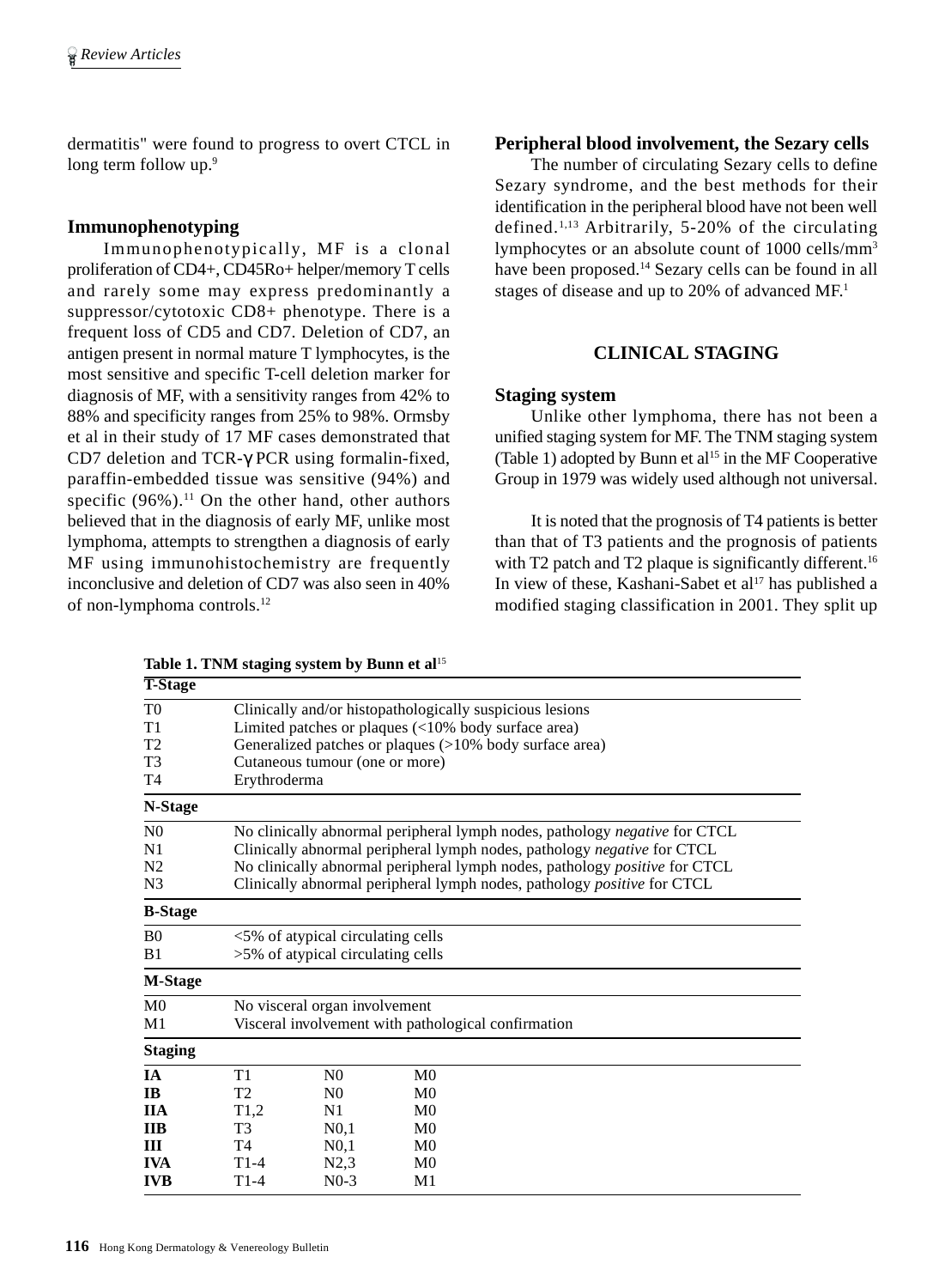dermatitis" were found to progress to overt CTCL in long term follow up.[9]

## Immunophenotyping

Immunophenotypically, MF is a clonal proliferation of CD4+, CD45Ro+ helper/memory T cells and rarely some may express predominantly a suppressor/cytotoxic CD8+ phenotype. There is a frequent loss of CD5 and CD7. Deletion of CD7, an antigen present in normal mature T lymphocytes, is the most sensitive and specific T-cell deletion marker for diagnosis of MF, with a sensitivity ranges from 42% to 88% and specificity ranges from 25% to 98%. Ormsby et al in their study of 17 MF cases demonstrated that CD7 deletion and TCR-γ PCR using formalin-fixed, paraffin-embedded tissue was sensitive (94%) and specific (96%).[11] On the other hand, other authors believed that in the diagnosis of early MF, unlike most lymphoma, attempts to strengthen a diagnosis of early MF using immunohistochemistry are frequently inconclusive and deletion of CD7 was also seen in 40% of non-lymphoma controls.[12]

## Peripheral blood involvement, the Sezary cells

The number of circulating Sezary cells to define Sezary syndrome, and the best methods for their identification in the peripheral blood have not been well defined.[1,13] Arbitrarily, 5-20% of the circulating lymphocytes or an absolute count of 1000 cells/mm[3] have been proposed.[14] Sezary cells can be found in all stages of disease and up to 20% of advanced MF.[1]

# CLINICAL STAGING

## Staging system

Unlike other lymphoma, there has not been a unified staging system for MF. The TNM staging system (Table 1) adopted by Bunn et al[15] in the MF Cooperative Group in 1979 was widely used although not universal.

It is noted that the prognosis of T4 patients is better than that of T3 patients and the prognosis of patients with T2 patch and T2 plaque is significantly different.[16] In view of these, Kashani-Sabet et al[17] has published a modified staging classification in 2001. They split up

**Table 1. TNM staging system by Bunn et al[15]**

| **T-Stage** | | | |
|---|---|---|---|
| T0 | Clinically and/or histopathologically suspicious lesions | | |
| T1 | Limited patches or plaques (<10% body surface area) | | |
| T2 | Generalized patches or plaques (>10% body surface area) | | |
| T3 | Cutaneous tumour (one or more) | | |
| T4 | Erythroderma | | |
| **N-Stage** | | | |
| N0 | No clinically abnormal peripheral lymph nodes, pathology *negative* for CTCL | | |
| N1 | Clinically abnormal peripheral lymph nodes, pathology *negative* for CTCL | | |
| N2 | No clinically abnormal peripheral lymph nodes, pathology *positive* for CTCL | | |
| N3 | Clinically abnormal peripheral lymph nodes, pathology *positive* for CTCL | | |
| **B-Stage** | | | |
| B0 | <5% of atypical circulating cells | | |
| B1 | >5% of atypical circulating cells | | |
| **M-Stage** | | | |
| M0 | No visceral organ involvement | | |
| M1 | Visceral involvement with pathological confirmation | | |
| **Staging** | | | |
| **IA** | T1 | N0 | M0 |
| **IB** | T2 | N0 | M0 |
| **IIA** | T1,2 | N1 | M0 |
| **IIB** | T3 | N0,1 | M0 |
| **III** | T4 | N0,1 | M0 |
| **IVA** | T1-4 | N2,3 | M0 |
| **IVB** | T1-4 | N0-3 | M1 |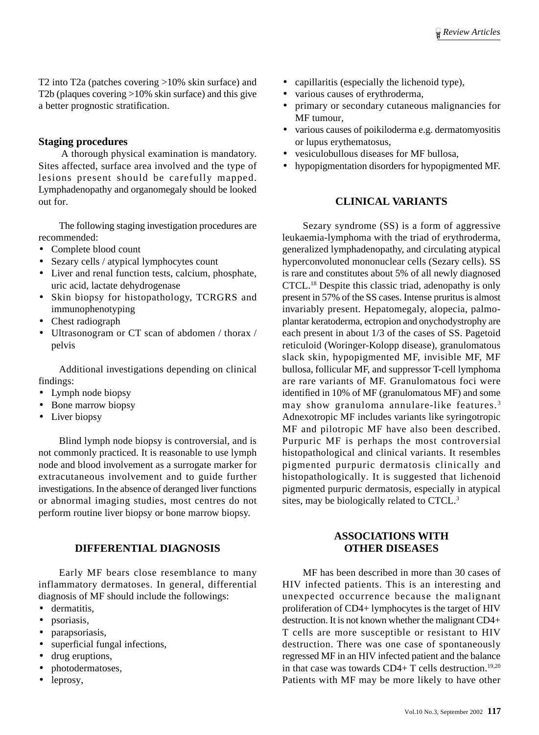T2 into T2a (patches covering >10% skin surface) and T2b (plaques covering >10% skin surface) and this give a better prognostic stratification.

### Staging procedures

A thorough physical examination is mandatory. Sites affected, surface area involved and the type of lesions present should be carefully mapped. Lymphadenopathy and organomegaly should be looked out for.

The following staging investigation procedures are recommended:

- Complete blood count
- Sezary cells / atypical lymphocytes count
- Liver and renal function tests, calcium, phosphate, uric acid, lactate dehydrogenase
- Skin biopsy for histopathology, TCRGRS and immunophenotyping
- Chest radiograph
- Ultrasonogram or CT scan of abdomen / thorax / pelvis

Additional investigations depending on clinical findings:

- Lymph node biopsy
- Bone marrow biopsy
- Liver biopsy

Blind lymph node biopsy is controversial, and is not commonly practiced. It is reasonable to use lymph node and blood involvement as a surrogate marker for extracutaneous involvement and to guide further investigations. In the absence of deranged liver functions or abnormal imaging studies, most centres do not perform routine liver biopsy or bone marrow biopsy.

## DIFFERENTIAL DIAGNOSIS

Early MF bears close resemblance to many inflammatory dermatoses. In general, differential diagnosis of MF should include the followings:

- dermatitis,
- psoriasis,
- parapsoriasis,
- superficial fungal infections,
- drug eruptions,
- photodermatoses,
- leprosy,
- capillaritis (especially the lichenoid type),
- various causes of erythroderma,
- primary or secondary cutaneous malignancies for MF tumour,
- various causes of poikiloderma e.g. dermatomyositis or lupus erythematosus,
- vesiculobullous diseases for MF bullosa,
- hypopigmentation disorders for hypopigmented MF.

## CLINICAL VARIANTS

Sezary syndrome (SS) is a form of aggressive leukaemia-lymphoma with the triad of erythroderma, generalized lymphadenopathy, and circulating atypical hyperconvoluted mononuclear cells (Sezary cells). SS is rare and constitutes about 5% of all newly diagnosed CTCL.[18] Despite this classic triad, adenopathy is only present in 57% of the SS cases. Intense pruritus is almost invariably present. Hepatomegaly, alopecia, palmo-plantar keratoderma, ectropion and onychodystrophy are each present in about 1/3 of the cases of SS. Pagetoid reticuloid (Woringer-Kolopp disease), granulomatous slack skin, hypopigmented MF, invisible MF, MF bullosa, follicular MF, and suppressor T-cell lymphoma are rare variants of MF. Granulomatous foci were identified in 10% of MF (granulomatous MF) and some may show granuloma annulare-like features.[3] Adnexotropic MF includes variants like syringotropic MF and pilotropic MF have also been described. Purpuric MF is perhaps the most controversial histopathological and clinical variants. It resembles pigmented purpuric dermatosis clinically and histopathologically. It is suggested that lichenoid pigmented purpuric dermatosis, especially in atypical sites, may be biologically related to CTCL.[3]

## ASSOCIATIONS WITH OTHER DISEASES

MF has been described in more than 30 cases of HIV infected patients. This is an interesting and unexpected occurrence because the malignant proliferation of CD4+ lymphocytes is the target of HIV destruction. It is not known whether the malignant CD4+ T cells are more susceptible or resistant to HIV destruction. There was one case of spontaneously regressed MF in an HIV infected patient and the balance in that case was towards CD4+ T cells destruction.[19,20] Patients with MF may be more likely to have other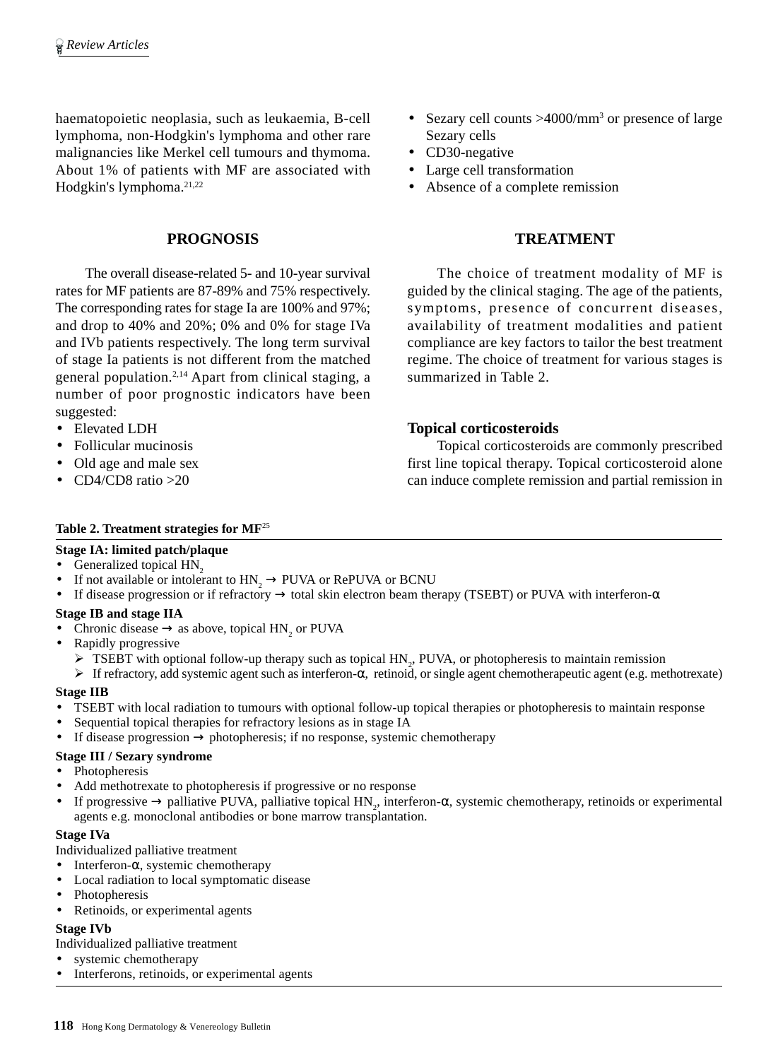haematopoietic neoplasia, such as leukaemia, B-cell lymphoma, non-Hodgkin's lymphoma and other rare malignancies like Merkel cell tumours and thymoma. About 1% of patients with MF are associated with Hodgkin's lymphoma.[21,22]

## PROGNOSIS

The overall disease-related 5- and 10-year survival rates for MF patients are 87-89% and 75% respectively. The corresponding rates for stage Ia are 100% and 97%; and drop to 40% and 20%; 0% and 0% for stage IVa and IVb patients respectively. The long term survival of stage Ia patients is not different from the matched general population.[2,14] Apart from clinical staging, a number of poor prognostic indicators have been suggested:

- Elevated LDH
- Follicular mucinosis
- Old age and male sex
- CD4/CD8 ratio >20
- Sezary cell counts >4000/mm$^3$ or presence of large Sezary cells
- CD30-negative
- Large cell transformation
- Absence of a complete remission

## TREATMENT

The choice of treatment modality of MF is guided by the clinical staging. The age of the patients, symptoms, presence of concurrent diseases, availability of treatment modalities and patient compliance are key factors to tailor the best treatment regime. The choice of treatment for various stages is summarized in Table 2.

### Topical corticosteroids

Topical corticosteroids are commonly prescribed first line topical therapy. Topical corticosteroid alone can induce complete remission and partial remission in

**Table 2. Treatment strategies for MF**[25]

**Stage IA: limited patch/plaque**
- Generalized topical $HN_2$
- If not available or intolerant to $HN_2$ → PUVA or RePUVA or BCNU
- If disease progression or if refractory → total skin electron beam therapy (TSEBT) or PUVA with interferon-α

**Stage IB and stage IIA**
- Chronic disease → as above, topical $HN_2$ or PUVA
- Rapidly progressive
  - TSEBT with optional follow-up therapy such as topical $HN_2$, PUVA, or photopheresis to maintain remission
  - If refractory, add systemic agent such as interferon-α, retinoid, or single agent chemotherapeutic agent (e.g. methotrexate)

**Stage IIB**
- TSEBT with local radiation to tumours with optional follow-up topical therapies or photopheresis to maintain response
- Sequential topical therapies for refractory lesions as in stage IA
- If disease progression → photopheresis; if no response, systemic chemotherapy

**Stage III / Sezary syndrome**
- Photopheresis
- Add methotrexate to photopheresis if progressive or no response
- If progressive → palliative PUVA, palliative topical $HN_2$, interferon-α, systemic chemotherapy, retinoids or experimental agents e.g. monoclonal antibodies or bone marrow transplantation.

**Stage IVa**
Individualized palliative treatment
- Interferon-α, systemic chemotherapy
- Local radiation to local symptomatic disease
- Photopheresis
- Retinoids, or experimental agents

**Stage IVb**
Individualized palliative treatment
- systemic chemotherapy
- Interferons, retinoids, or experimental agents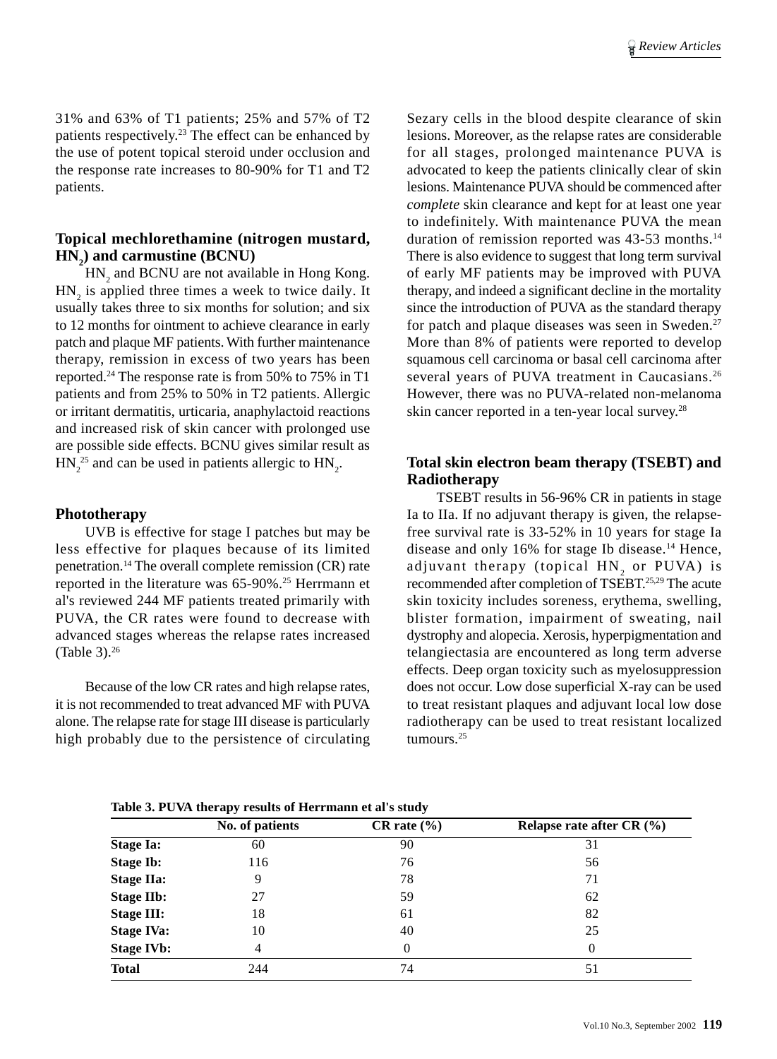31% and 63% of T1 patients; 25% and 57% of T2 patients respectively.[23] The effect can be enhanced by the use of potent topical steroid under occlusion and the response rate increases to 80-90% for T1 and T2 patients.

### Topical mechlorethamine (nitrogen mustard, $HN_2$) and carmustine (BCNU)

$HN_2$ and BCNU are not available in Hong Kong. $HN_2$ is applied three times a week to twice daily. It usually takes three to six months for solution; and six to 12 months for ointment to achieve clearance in early patch and plaque MF patients. With further maintenance therapy, remission in excess of two years has been reported.[24] The response rate is from 50% to 75% in T1 patients and from 25% to 50% in T2 patients. Allergic or irritant dermatitis, urticaria, anaphylactoid reactions and increased risk of skin cancer with prolonged use are possible side effects. BCNU gives similar result as $HN_2$[25] and can be used in patients allergic to $HN_2$.

### Phototherapy

UVB is effective for stage I patches but may be less effective for plaques because of its limited penetration.[14] The overall complete remission (CR) rate reported in the literature was 65-90%.[25] Herrmann et al's reviewed 244 MF patients treated primarily with PUVA, the CR rates were found to decrease with advanced stages whereas the relapse rates increased (Table 3).[26]

Because of the low CR rates and high relapse rates, it is not recommended to treat advanced MF with PUVA alone. The relapse rate for stage III disease is particularly high probably due to the persistence of circulating Sezary cells in the blood despite clearance of skin lesions. Moreover, as the relapse rates are considerable for all stages, prolonged maintenance PUVA is advocated to keep the patients clinically clear of skin lesions. Maintenance PUVA should be commenced after *complete* skin clearance and kept for at least one year to indefinitely. With maintenance PUVA the mean duration of remission reported was 43-53 months.[14] There is also evidence to suggest that long term survival of early MF patients may be improved with PUVA therapy, and indeed a significant decline in the mortality since the introduction of PUVA as the standard therapy for patch and plaque diseases was seen in Sweden.[27] More than 8% of patients were reported to develop squamous cell carcinoma or basal cell carcinoma after several years of PUVA treatment in Caucasians.[26] However, there was no PUVA-related non-melanoma skin cancer reported in a ten-year local survey.[28]

### Total skin electron beam therapy (TSEBT) and Radiotherapy

TSEBT results in 56-96% CR in patients in stage Ia to IIa. If no adjuvant therapy is given, the relapse-free survival rate is 33-52% in 10 years for stage Ia disease and only 16% for stage Ib disease.[14] Hence, adjuvant therapy (topical $HN_2$ or PUVA) is recommended after completion of TSEBT.[25,29] The acute skin toxicity includes soreness, erythema, swelling, blister formation, impairment of sweating, nail dystrophy and alopecia. Xerosis, hyperpigmentation and telangiectasia are encountered as long term adverse effects. Deep organ toxicity such as myelosuppression does not occur. Low dose superficial X-ray can be used to treat resistant plaques and adjuvant local low dose radiotherapy can be used to treat resistant localized tumours.[25]

**Table 3. PUVA therapy results of Herrmann et al's study**

| | No. of patients | CR rate (%) | Relapse rate after CR (%) |
|---|---|---|---|
| **Stage Ia:** | 60 | 90 | 31 |
| **Stage Ib:** | 116 | 76 | 56 |
| **Stage IIa:** | 9 | 78 | 71 |
| **Stage IIb:** | 27 | 59 | 62 |
| **Stage III:** | 18 | 61 | 82 |
| **Stage IVa:** | 10 | 40 | 25 |
| **Stage IVb:** | 4 | 0 | 0 |
| **Total** | 244 | 74 | 51 |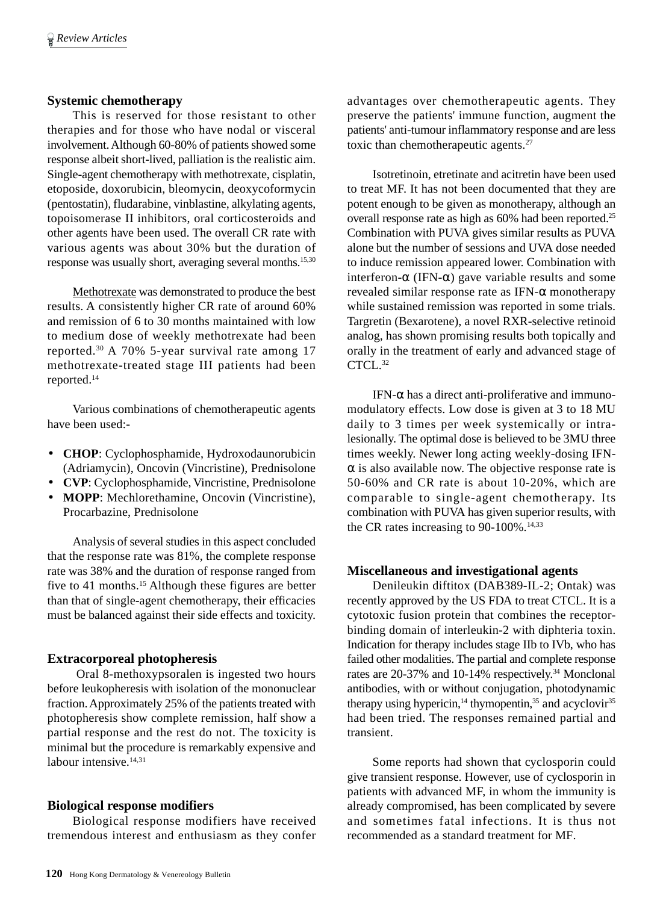### Systemic chemotherapy

This is reserved for those resistant to other therapies and for those who have nodal or visceral involvement. Although 60-80% of patients showed some response albeit short-lived, palliation is the realistic aim. Single-agent chemotherapy with methotrexate, cisplatin, etoposide, doxorubicin, bleomycin, deoxycoformycin (pentostatin), fludarabine, vinblastine, alkylating agents, topoisomerase II inhibitors, oral corticosteroids and other agents have been used. The overall CR rate with various agents was about 30% but the duration of response was usually short, averaging several months.[15,30]

Methotrexate was demonstrated to produce the best results. A consistently higher CR rate of around 60% and remission of 6 to 30 months maintained with low to medium dose of weekly methotrexate had been reported.[30] A 70% 5-year survival rate among 17 methotrexate-treated stage III patients had been reported.[14]

Various combinations of chemotherapeutic agents have been used:-

- **CHOP**: Cyclophosphamide, Hydroxodaunorubicin (Adriamycin), Oncovin (Vincristine), Prednisolone
- **CVP**: Cyclophosphamide, Vincristine, Prednisolone
- **MOPP**: Mechlorethamine, Oncovin (Vincristine), Procarbazine, Prednisolone

Analysis of several studies in this aspect concluded that the response rate was 81%, the complete response rate was 38% and the duration of response ranged from five to 41 months.[15] Although these figures are better than that of single-agent chemotherapy, their efficacies must be balanced against their side effects and toxicity.

### Extracorporeal photopheresis

Oral 8-methoxypsoralen is ingested two hours before leukopheresis with isolation of the mononuclear fraction. Approximately 25% of the patients treated with photopheresis show complete remission, half show a partial response and the rest do not. The toxicity is minimal but the procedure is remarkably expensive and labour intensive.[14,31]

### Biological response modifiers

Biological response modifiers have received tremendous interest and enthusiasm as they confer advantages over chemotherapeutic agents. They preserve the patients' immune function, augment the patients' anti-tumour inflammatory response and are less toxic than chemotherapeutic agents.[27]

Isotretinoin, etretinate and acitretin have been used to treat MF. It has not been documented that they are potent enough to be given as monotherapy, although an overall response rate as high as 60% had been reported.[25] Combination with PUVA gives similar results as PUVA alone but the number of sessions and UVA dose needed to induce remission appeared lower. Combination with interferon-α (IFN-α) gave variable results and some revealed similar response rate as IFN-α monotherapy while sustained remission was reported in some trials. Targretin (Bexarotene), a novel RXR-selective retinoid analog, has shown promising results both topically and orally in the treatment of early and advanced stage of CTCL.[32]

IFN-α has a direct anti-proliferative and immuno-modulatory effects. Low dose is given at 3 to 18 MU daily to 3 times per week systemically or intra-lesionally. The optimal dose is believed to be 3MU three times weekly. Newer long acting weekly-dosing IFN-α is also available now. The objective response rate is 50-60% and CR rate is about 10-20%, which are comparable to single-agent chemotherapy. Its combination with PUVA has given superior results, with the CR rates increasing to 90-100%.[14,33]

### Miscellaneous and investigational agents

Denileukin diftitox (DAB389-IL-2; Ontak) was recently approved by the US FDA to treat CTCL. It is a cytotoxic fusion protein that combines the receptor-binding domain of interleukin-2 with diphteria toxin. Indication for therapy includes stage IIb to IVb, who has failed other modalities. The partial and complete response rates are 20-37% and 10-14% respectively.[34] Monclonal antibodies, with or without conjugation, photodynamic therapy using hypericin,[14] thymopentin,[35] and acyclovir[35] had been tried. The responses remained partial and transient.

Some reports had shown that cyclosporin could give transient response. However, use of cyclosporin in patients with advanced MF, in whom the immunity is already compromised, has been complicated by severe and sometimes fatal infections. It is thus not recommended as a standard treatment for MF.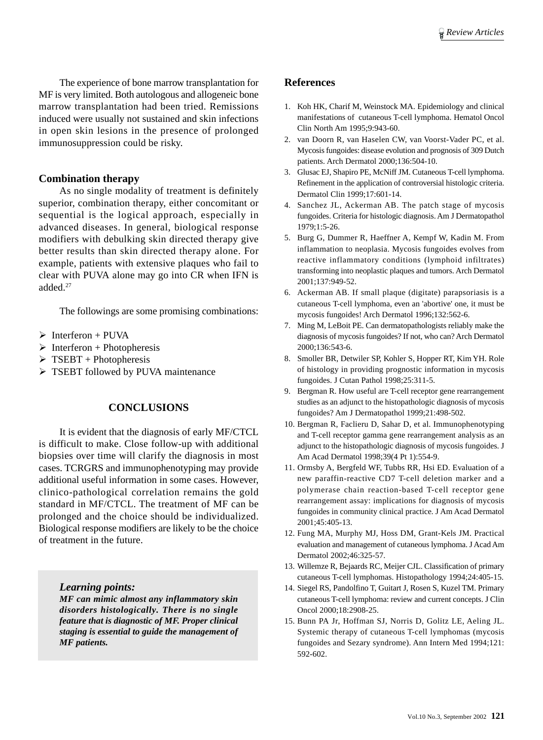The experience of bone marrow transplantation for MF is very limited. Both autologous and allogeneic bone marrow transplantation had been tried. Remissions induced were usually not sustained and skin infections in open skin lesions in the presence of prolonged immunosuppression could be risky.

### Combination therapy

As no single modality of treatment is definitely superior, combination therapy, either concomitant or sequential is the logical approach, especially in advanced diseases. In general, biological response modifiers with debulking skin directed therapy give better results than skin directed therapy alone. For example, patients with extensive plaques who fail to clear with PUVA alone may go into CR when IFN is added.[27]

The followings are some promising combinations:

- Interferon + PUVA
- Interferon + Photopheresis
- TSEBT + Photopheresis
- TSEBT followed by PUVA maintenance

## CONCLUSIONS

It is evident that the diagnosis of early MF/CTCL is difficult to make. Close follow-up with additional biopsies over time will clarify the diagnosis in most cases. TCRGRS and immunophenotyping may provide additional useful information in some cases. However, clinico-pathological correlation remains the gold standard in MF/CTCL. The treatment of MF can be prolonged and the choice should be individualized. Biological response modifiers are likely to be the choice of treatment in the future.

> ***Learning points:***
> ***MF can mimic almost any inflammatory skin disorders histologically. There is no single feature that is diagnostic of MF. Proper clinical staging is essential to guide the management of MF patients.***

## References

1. Koh HK, Charif M, Weinstock MA. Epidemiology and clinical manifestations of cutaneous T-cell lymphoma. Hematol Oncol Clin North Am 1995;9:943-60.
2. van Doorn R, van Haselen CW, van Voorst-Vader PC, et al. Mycosis fungoides: disease evolution and prognosis of 309 Dutch patients. Arch Dermatol 2000;136:504-10.
3. Glusac EJ, Shapiro PE, McNiff JM. Cutaneous T-cell lymphoma. Refinement in the application of controversial histologic criteria. Dermatol Clin 1999;17:601-14.
4. Sanchez JL, Ackerman AB. The patch stage of mycosis fungoides. Criteria for histologic diagnosis. Am J Dermatopathol 1979;1:5-26.
5. Burg G, Dummer R, Haeffner A, Kempf W, Kadin M. From inflammation to neoplasia. Mycosis fungoides evolves from reactive inflammatory conditions (lymphoid infiltrates) transforming into neoplastic plaques and tumors. Arch Dermatol 2001;137:949-52.
6. Ackerman AB. If small plaque (digitate) parapsoriasis is a cutaneous T-cell lymphoma, even an 'abortive' one, it must be mycosis fungoides! Arch Dermatol 1996;132:562-6.
7. Ming M, LeBoit PE. Can dermatopathologists reliably make the diagnosis of mycosis fungoides? If not, who can? Arch Dermatol 2000;136:543-6.
8. Smoller BR, Detwiler SP, Kohler S, Hopper RT, Kim YH. Role of histology in providing prognostic information in mycosis fungoides. J Cutan Pathol 1998;25:311-5.
9. Bergman R. How useful are T-cell receptor gene rearrangement studies as an adjunct to the histopathologic diagnosis of mycosis fungoides? Am J Dermatopathol 1999;21:498-502.
10. Bergman R, Faclieru D, Sahar D, et al. Immunophenotyping and T-cell receptor gamma gene rearrangement analysis as an adjunct to the histopathologic diagnosis of mycosis fungoides. J Am Acad Dermatol 1998;39(4 Pt 1):554-9.
11. Ormsby A, Bergfeld WF, Tubbs RR, Hsi ED. Evaluation of a new paraffin-reactive CD7 T-cell deletion marker and a polymerase chain reaction-based T-cell receptor gene rearrangement assay: implications for diagnosis of mycosis fungoides in community clinical practice. J Am Acad Dermatol 2001;45:405-13.
12. Fung MA, Murphy MJ, Hoss DM, Grant-Kels JM. Practical evaluation and management of cutaneous lymphoma. J Acad Am Dermatol 2002;46:325-57.
13. Willemze R, Bejaards RC, Meijer CJL. Classification of primary cutaneous T-cell lymphomas. Histopathology 1994;24:405-15.
14. Siegel RS, Pandolfino T, Guitart J, Rosen S, Kuzel TM. Primary cutaneous T-cell lymphoma: review and current concepts. J Clin Oncol 2000;18:2908-25.
15. Bunn PA Jr, Hoffman SJ, Norris D, Golitz LE, Aeling JL. Systemic therapy of cutaneous T-cell lymphomas (mycosis fungoides and Sezary syndrome). Ann Intern Med 1994;121: 592-602.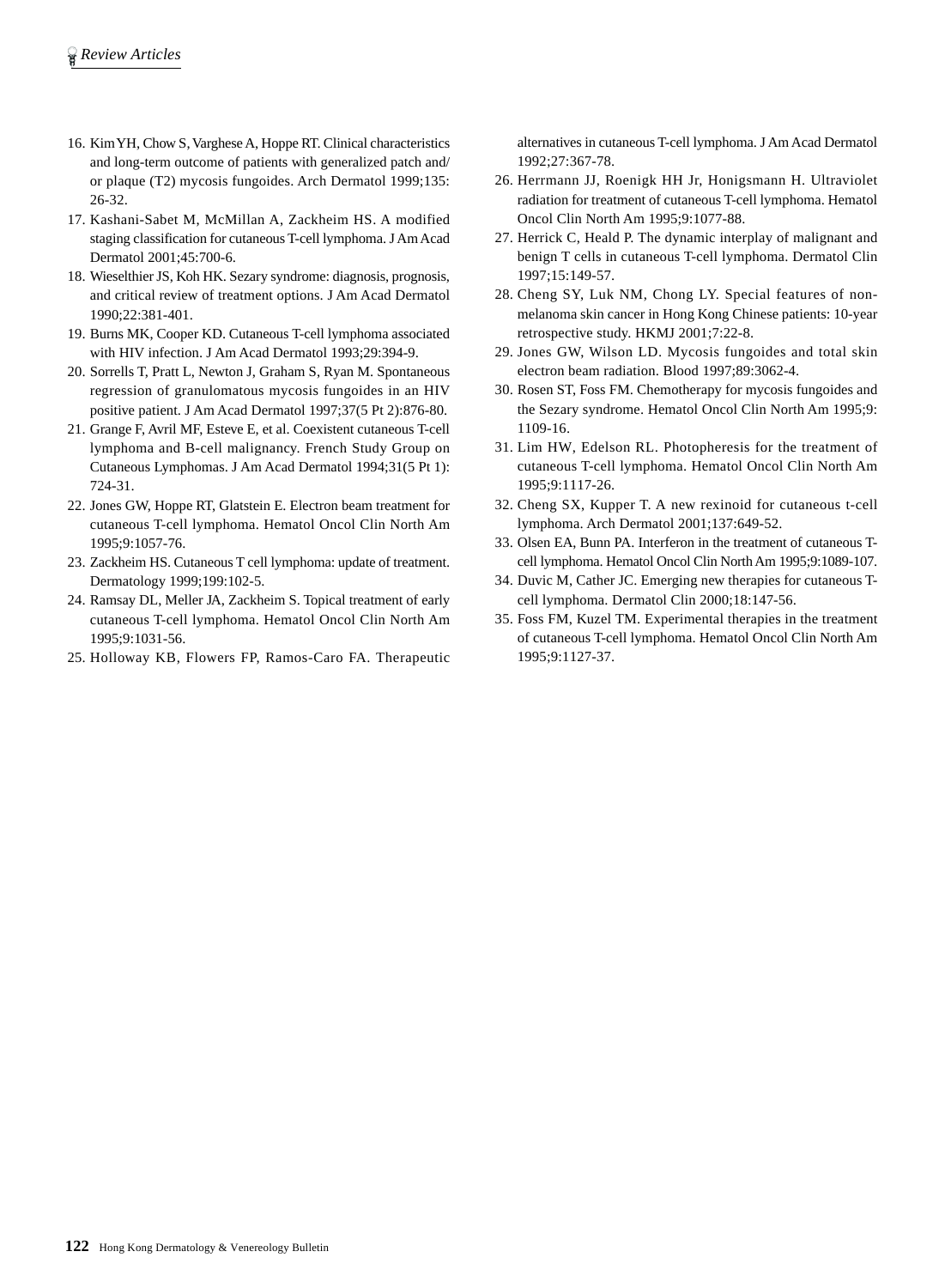16. Kim YH, Chow S, Varghese A, Hoppe RT. Clinical characteristics and long-term outcome of patients with generalized patch and/ or plaque (T2) mycosis fungoides. Arch Dermatol 1999;135: 26-32.
17. Kashani-Sabet M, McMillan A, Zackheim HS. A modified staging classification for cutaneous T-cell lymphoma. J Am Acad Dermatol 2001;45:700-6.
18. Wieselthier JS, Koh HK. Sezary syndrome: diagnosis, prognosis, and critical review of treatment options. J Am Acad Dermatol 1990;22:381-401.
19. Burns MK, Cooper KD. Cutaneous T-cell lymphoma associated with HIV infection. J Am Acad Dermatol 1993;29:394-9.
20. Sorrells T, Pratt L, Newton J, Graham S, Ryan M. Spontaneous regression of granulomatous mycosis fungoides in an HIV positive patient. J Am Acad Dermatol 1997;37(5 Pt 2):876-80.
21. Grange F, Avril MF, Esteve E, et al. Coexistent cutaneous T-cell lymphoma and B-cell malignancy. French Study Group on Cutaneous Lymphomas. J Am Acad Dermatol 1994;31(5 Pt 1): 724-31.
22. Jones GW, Hoppe RT, Glatstein E. Electron beam treatment for cutaneous T-cell lymphoma. Hematol Oncol Clin North Am 1995;9:1057-76.
23. Zackheim HS. Cutaneous T cell lymphoma: update of treatment. Dermatology 1999;199:102-5.
24. Ramsay DL, Meller JA, Zackheim S. Topical treatment of early cutaneous T-cell lymphoma. Hematol Oncol Clin North Am 1995;9:1031-56.
25. Holloway KB, Flowers FP, Ramos-Caro FA. Therapeutic alternatives in cutaneous T-cell lymphoma. J Am Acad Dermatol 1992;27:367-78.
26. Herrmann JJ, Roenigk HH Jr, Honigsmann H. Ultraviolet radiation for treatment of cutaneous T-cell lymphoma. Hematol Oncol Clin North Am 1995;9:1077-88.
27. Herrick C, Heald P. The dynamic interplay of malignant and benign T cells in cutaneous T-cell lymphoma. Dermatol Clin 1997;15:149-57.
28. Cheng SY, Luk NM, Chong LY. Special features of non-melanoma skin cancer in Hong Kong Chinese patients: 10-year retrospective study. HKMJ 2001;7:22-8.
29. Jones GW, Wilson LD. Mycosis fungoides and total skin electron beam radiation. Blood 1997;89:3062-4.
30. Rosen ST, Foss FM. Chemotherapy for mycosis fungoides and the Sezary syndrome. Hematol Oncol Clin North Am 1995;9: 1109-16.
31. Lim HW, Edelson RL. Photopheresis for the treatment of cutaneous T-cell lymphoma. Hematol Oncol Clin North Am 1995;9:1117-26.
32. Cheng SX, Kupper T. A new rexinoid for cutaneous t-cell lymphoma. Arch Dermatol 2001;137:649-52.
33. Olsen EA, Bunn PA. Interferon in the treatment of cutaneous T-cell lymphoma. Hematol Oncol Clin North Am 1995;9:1089-107.
34. Duvic M, Cather JC. Emerging new therapies for cutaneous T-cell lymphoma. Dermatol Clin 2000;18:147-56.
35. Foss FM, Kuzel TM. Experimental therapies in the treatment of cutaneous T-cell lymphoma. Hematol Oncol Clin North Am 1995;9:1127-37.